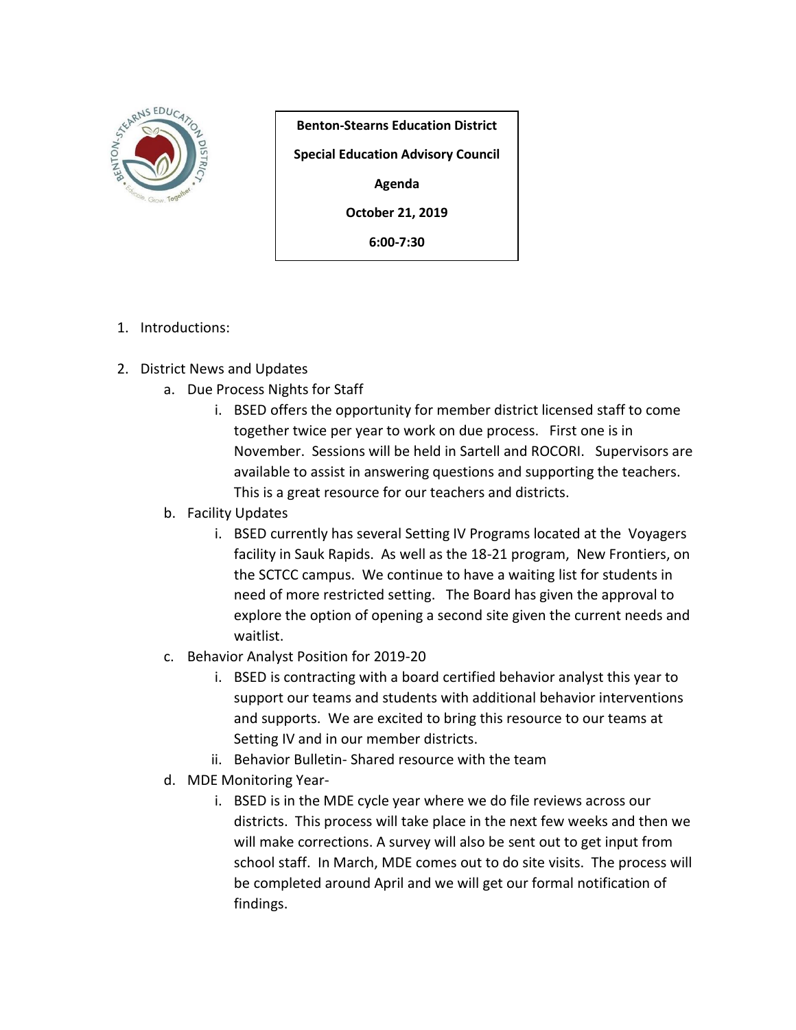**Benton-Stearns Education District**

**Special Education Advisory Council**

**Agenda**

**October 21, 2019**

**6:00-7:30**

1. Introductions:
2. District News and Updates
   a. Due Process Nights for Staff
      i. BSED offers the opportunity for member district licensed staff to come together twice per year to work on due process. First one is in November. Sessions will be held in Sartell and ROCORI. Supervisors are available to assist in answering questions and supporting the teachers. This is a great resource for our teachers and districts.
   b. Facility Updates
      i. BSED currently has several Setting IV Programs located at the Voyagers facility in Sauk Rapids. As well as the 18-21 program, New Frontiers, on the SCTCC campus. We continue to have a waiting list for students in need of more restricted setting. The Board has given the approval to explore the option of opening a second site given the current needs and waitlist.
   c. Behavior Analyst Position for 2019-20
      i. BSED is contracting with a board certified behavior analyst this year to support our teams and students with additional behavior interventions and supports. We are excited to bring this resource to our teams at Setting IV and in our member districts.
      ii. Behavior Bulletin- Shared resource with the team
   d. MDE Monitoring Year-
      i. BSED is in the MDE cycle year where we do file reviews across our districts. This process will take place in the next few weeks and then we will make corrections. A survey will also be sent out to get input from school staff. In March, MDE comes out to do site visits. The process will be completed around April and we will get our formal notification of findings.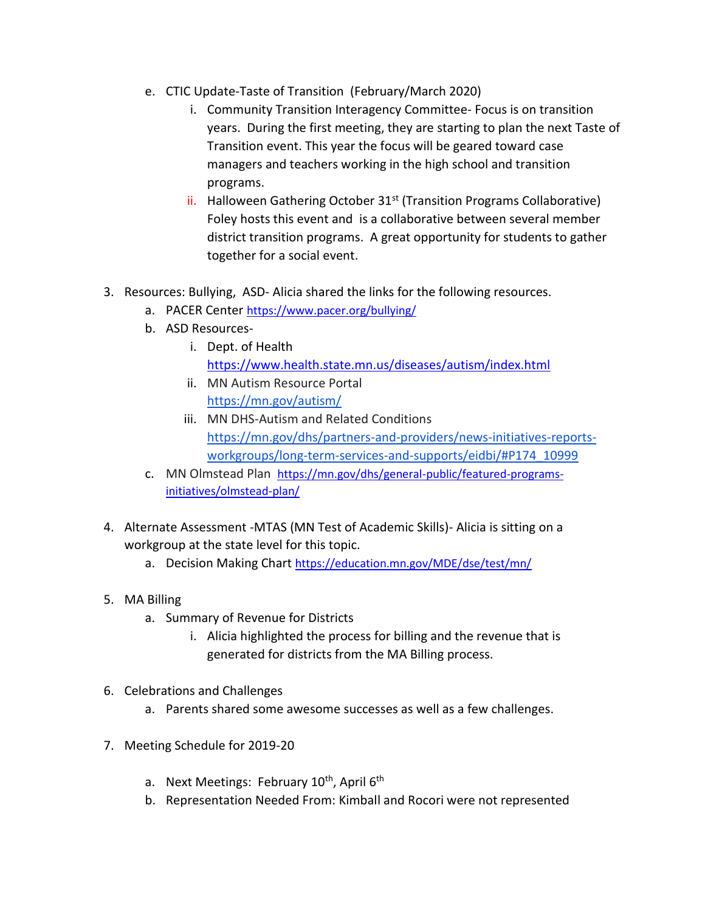e. CTIC Update-Taste of Transition (February/March 2020)
   i. Community Transition Interagency Committee- Focus is on transition years. During the first meeting, they are starting to plan the next Taste of Transition event. This year the focus will be geared toward case managers and teachers working in the high school and transition programs.
   ii. Halloween Gathering October 31st (Transition Programs Collaborative) Foley hosts this event and is a collaborative between several member district transition programs. A great opportunity for students to gather together for a social event.

3. Resources: Bullying, ASD- Alicia shared the links for the following resources.
   a. PACER Center https://www.pacer.org/bullying/
   b. ASD Resources-
      i. Dept. of Health https://www.health.state.mn.us/diseases/autism/index.html
      ii. MN Autism Resource Portal https://mn.gov/autism/
      iii. MN DHS-Autism and Related Conditions https://mn.gov/dhs/partners-and-providers/news-initiatives-reports-workgroups/long-term-services-and-supports/eidbi/#P174_10999
   c. MN Olmstead Plan https://mn.gov/dhs/general-public/featured-programs-initiatives/olmstead-plan/

4. Alternate Assessment -MTAS (MN Test of Academic Skills)- Alicia is sitting on a workgroup at the state level for this topic.
   a. Decision Making Chart https://education.mn.gov/MDE/dse/test/mn/

5. MA Billing
   a. Summary of Revenue for Districts
      i. Alicia highlighted the process for billing and the revenue that is generated for districts from the MA Billing process.

6. Celebrations and Challenges
   a. Parents shared some awesome successes as well as a few challenges.

7. Meeting Schedule for 2019-20
   a. Next Meetings: February 10th, April 6th
   b. Representation Needed From: Kimball and Rocori were not represented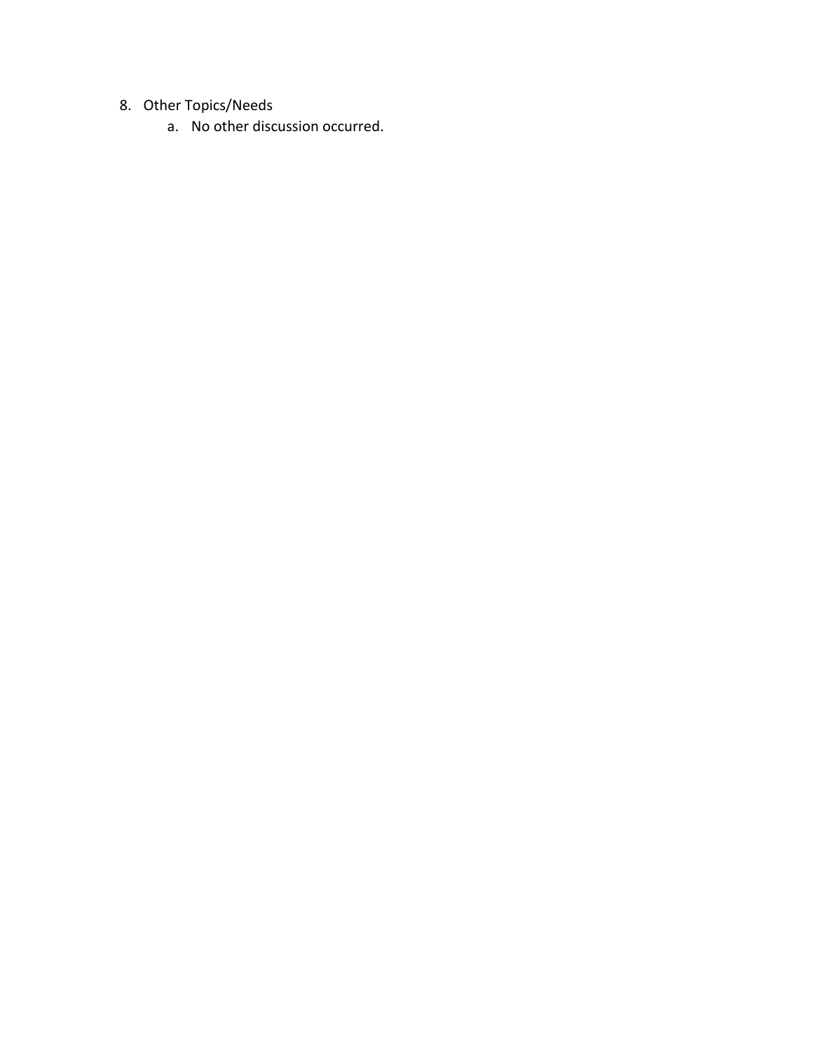8. Other Topics/Needs
    a. No other discussion occurred.